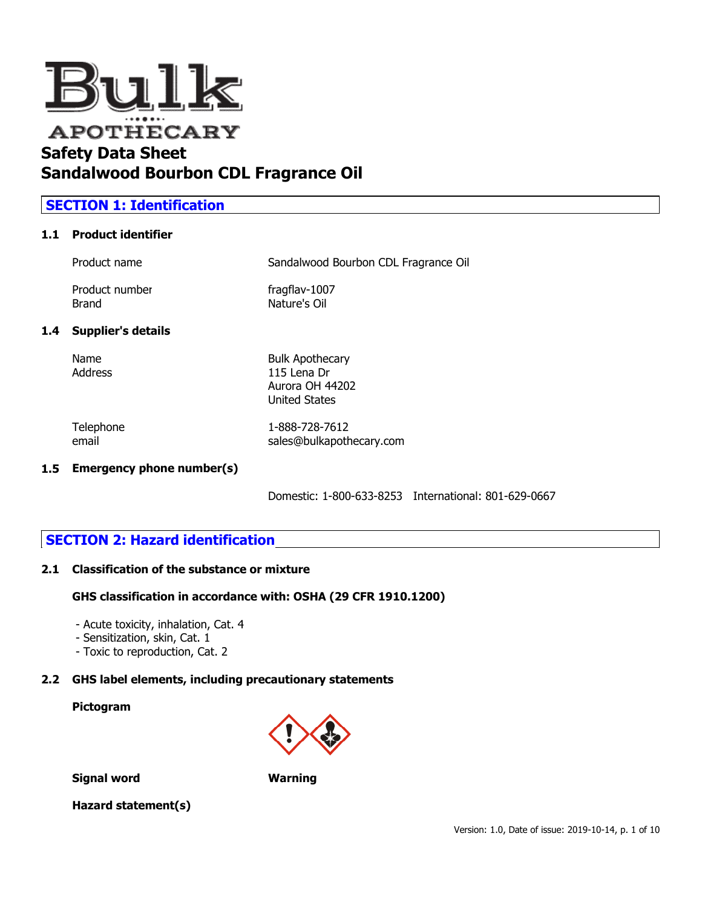# Safety Data Sheet
# Sandalwood Bourbon CDL Fragrance Oil

## SECTION 1: Identification

### 1.1 Product identifier

| | |
|---|---|
| Product name | Sandalwood Bourbon CDL Fragrance Oil |
| Product number | fragflav-1007 |
| Brand | Nature's Oil |

### 1.4 Supplier's details

| | |
|---|---|
| Name | Bulk Apothecary |
| Address | 115 Lena Dr<br>Aurora OH 44202<br>United States |
| Telephone | 1-888-728-7612 |
| email | sales@bulkapothecary.com |

### 1.5 Emergency phone number(s)

Domestic: 1-800-633-8253 International: 801-629-0667

## SECTION 2: Hazard identification

### 2.1 Classification of the substance or mixture

**GHS classification in accordance with: OSHA (29 CFR 1910.1200)**

- Acute toxicity, inhalation, Cat. 4
- Sensitization, skin, Cat. 1
- Toxic to reproduction, Cat. 2

### 2.2 GHS label elements, including precautionary statements

**Pictogram**

**Signal word** **Warning**

**Hazard statement(s)**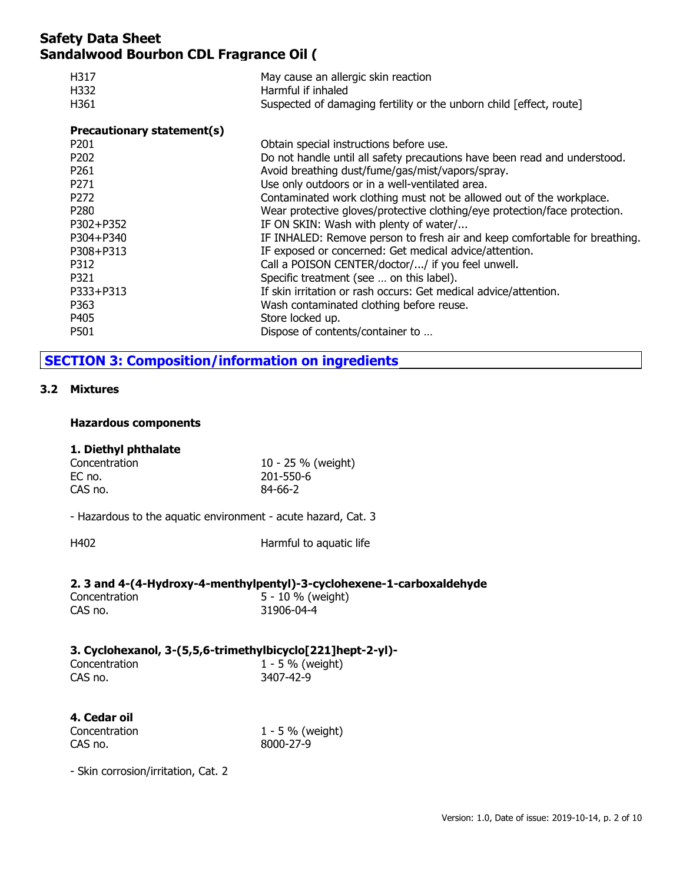| | |
|---|---|
| H317 | May cause an allergic skin reaction |
| H332 | Harmful if inhaled |
| H361 | Suspected of damaging fertility or the unborn child [effect, route] |

**Precautionary statement(s)**

| | |
|---|---|
| P201 | Obtain special instructions before use. |
| P202 | Do not handle until all safety precautions have been read and understood. |
| P261 | Avoid breathing dust/fume/gas/mist/vapors/spray. |
| P271 | Use only outdoors or in a well-ventilated area. |
| P272 | Contaminated work clothing must not be allowed out of the workplace. |
| P280 | Wear protective gloves/protective clothing/eye protection/face protection. |
| P302+P352 | IF ON SKIN: Wash with plenty of water/... |
| P304+P340 | IF INHALED: Remove person to fresh air and keep comfortable for breathing. |
| P308+P313 | IF exposed or concerned: Get medical advice/attention. |
| P312 | Call a POISON CENTER/doctor/.../ if you feel unwell. |
| P321 | Specific treatment (see … on this label). |
| P333+P313 | If skin irritation or rash occurs: Get medical advice/attention. |
| P363 | Wash contaminated clothing before reuse. |
| P405 | Store locked up. |
| P501 | Dispose of contents/container to … |

## SECTION 3: Composition/information on ingredients

### 3.2 Mixtures

**Hazardous components**

**1. Diethyl phthalate**

| | |
|---|---|
| Concentration | 10 - 25 % (weight) |
| EC no. | 201-550-6 |
| CAS no. | 84-66-2 |

- Hazardous to the aquatic environment - acute hazard, Cat. 3

| | |
|---|---|
| H402 | Harmful to aquatic life |

**2. 3 and 4-(4-Hydroxy-4-menthylpentyl)-3-cyclohexene-1-carboxaldehyde**

| | |
|---|---|
| Concentration | 5 - 10 % (weight) |
| CAS no. | 31906-04-4 |

**3. Cyclohexanol, 3-(5,5,6-trimethylbicyclo[221]hept-2-yl)-**

| | |
|---|---|
| Concentration | 1 - 5 % (weight) |
| CAS no. | 3407-42-9 |

**4. Cedar oil**

| | |
|---|---|
| Concentration | 1 - 5 % (weight) |
| CAS no. | 8000-27-9 |

- Skin corrosion/irritation, Cat. 2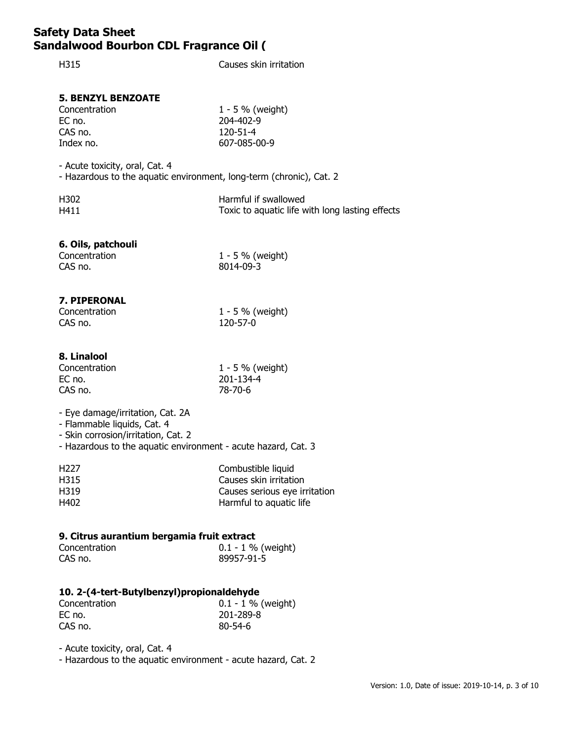| | |
|---|---|
| H315 | Causes skin irritation |

### 5. BENZYL BENZOATE

| | |
|---|---|
| Concentration | 1 - 5 % (weight) |
| EC no. | 204-402-9 |
| CAS no. | 120-51-4 |
| Index no. | 607-085-00-9 |

- Acute toxicity, oral, Cat. 4
- Hazardous to the aquatic environment, long-term (chronic), Cat. 2

| | |
|---|---|
| H302 | Harmful if swallowed |
| H411 | Toxic to aquatic life with long lasting effects |

### 6. Oils, patchouli

| | |
|---|---|
| Concentration | 1 - 5 % (weight) |
| CAS no. | 8014-09-3 |

### 7. PIPERONAL

| | |
|---|---|
| Concentration | 1 - 5 % (weight) |
| CAS no. | 120-57-0 |

### 8. Linalool

| | |
|---|---|
| Concentration | 1 - 5 % (weight) |
| EC no. | 201-134-4 |
| CAS no. | 78-70-6 |

- Eye damage/irritation, Cat. 2A
- Flammable liquids, Cat. 4
- Skin corrosion/irritation, Cat. 2
- Hazardous to the aquatic environment - acute hazard, Cat. 3

| | |
|---|---|
| H227 | Combustible liquid |
| H315 | Causes skin irritation |
| H319 | Causes serious eye irritation |
| H402 | Harmful to aquatic life |

### 9. Citrus aurantium bergamia fruit extract

| | |
|---|---|
| Concentration | 0.1 - 1 % (weight) |
| CAS no. | 89957-91-5 |

### 10. 2-(4-tert-Butylbenzyl)propionaldehyde

| | |
|---|---|
| Concentration | 0.1 - 1 % (weight) |
| EC no. | 201-289-8 |
| CAS no. | 80-54-6 |

- Acute toxicity, oral, Cat. 4
- Hazardous to the aquatic environment - acute hazard, Cat. 2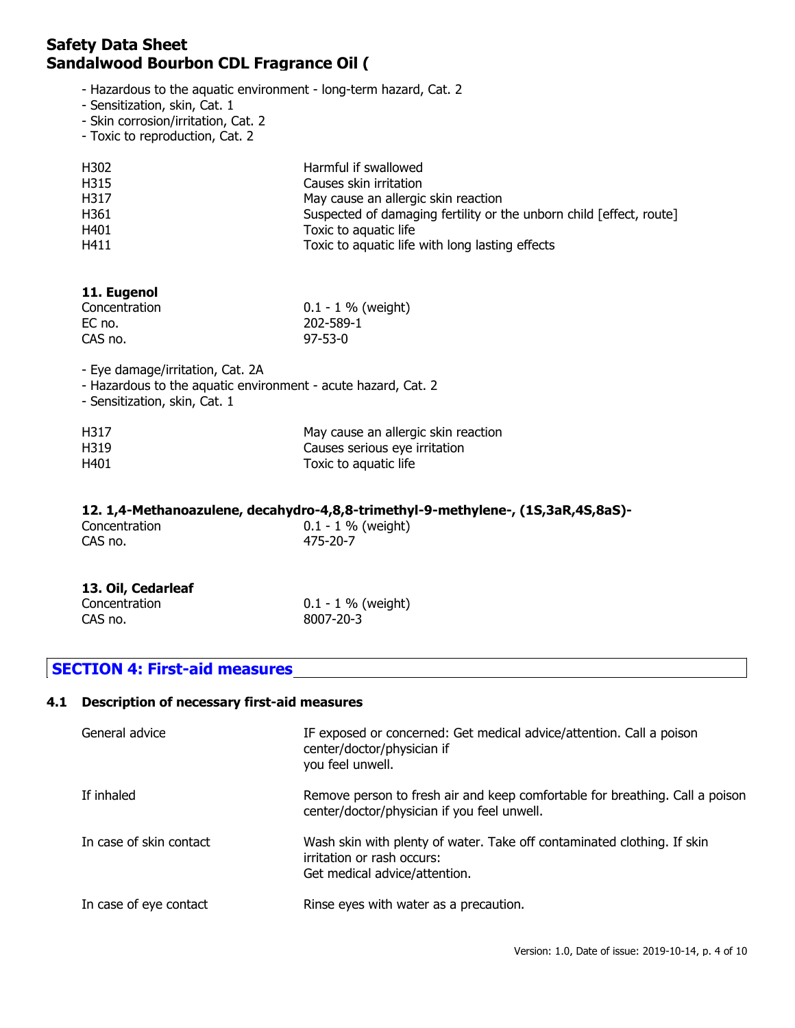- Hazardous to the aquatic environment - long-term hazard, Cat. 2
- Sensitization, skin, Cat. 1
- Skin corrosion/irritation, Cat. 2
- Toxic to reproduction, Cat. 2

| | |
|---|---|
| H302 | Harmful if swallowed |
| H315 | Causes skin irritation |
| H317 | May cause an allergic skin reaction |
| H361 | Suspected of damaging fertility or the unborn child [effect, route] |
| H401 | Toxic to aquatic life |
| H411 | Toxic to aquatic life with long lasting effects |

**11. Eugenol**

| | |
|---|---|
| Concentration | 0.1 - 1 % (weight) |
| EC no. | 202-589-1 |
| CAS no. | 97-53-0 |

- Eye damage/irritation, Cat. 2A
- Hazardous to the aquatic environment - acute hazard, Cat. 2
- Sensitization, skin, Cat. 1

| | |
|---|---|
| H317 | May cause an allergic skin reaction |
| H319 | Causes serious eye irritation |
| H401 | Toxic to aquatic life |

**12. 1,4-Methanoazulene, decahydro-4,8,8-trimethyl-9-methylene-, (1S,3aR,4S,8aS)-**

| | |
|---|---|
| Concentration | 0.1 - 1 % (weight) |
| CAS no. | 475-20-7 |

**13. Oil, Cedarleaf**

| | |
|---|---|
| Concentration | 0.1 - 1 % (weight) |
| CAS no. | 8007-20-3 |

## SECTION 4: First-aid measures

### 4.1 Description of necessary first-aid measures

| | |
|---|---|
| General advice | IF exposed or concerned: Get medical advice/attention. Call a poison center/doctor/physician if you feel unwell. |
| If inhaled | Remove person to fresh air and keep comfortable for breathing. Call a poison center/doctor/physician if you feel unwell. |
| In case of skin contact | Wash skin with plenty of water. Take off contaminated clothing. If skin irritation or rash occurs: Get medical advice/attention. |
| In case of eye contact | Rinse eyes with water as a precaution. |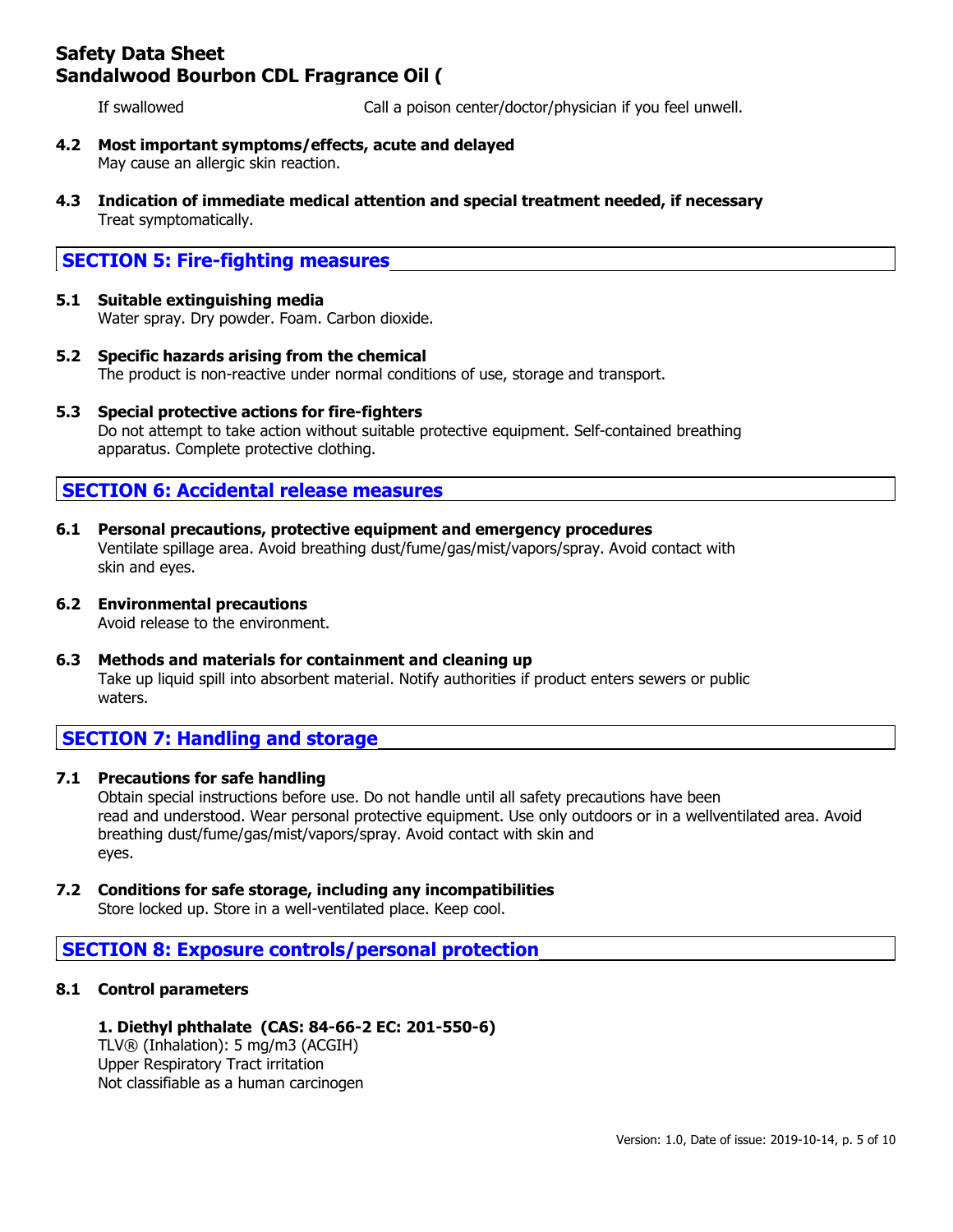If swallowed Call a poison center/doctor/physician if you feel unwell.

### 4.2 Most important symptoms/effects, acute and delayed

May cause an allergic skin reaction.

### 4.3 Indication of immediate medical attention and special treatment needed, if necessary

Treat symptomatically.

## SECTION 5: Fire-fighting measures

### 5.1 Suitable extinguishing media

Water spray. Dry powder. Foam. Carbon dioxide.

### 5.2 Specific hazards arising from the chemical

The product is non-reactive under normal conditions of use, storage and transport.

### 5.3 Special protective actions for fire-fighters

Do not attempt to take action without suitable protective equipment. Self-contained breathing apparatus. Complete protective clothing.

## SECTION 6: Accidental release measures

### 6.1 Personal precautions, protective equipment and emergency procedures

Ventilate spillage area. Avoid breathing dust/fume/gas/mist/vapors/spray. Avoid contact with skin and eyes.

### 6.2 Environmental precautions

Avoid release to the environment.

### 6.3 Methods and materials for containment and cleaning up

Take up liquid spill into absorbent material. Notify authorities if product enters sewers or public waters.

## SECTION 7: Handling and storage

### 7.1 Precautions for safe handling

Obtain special instructions before use. Do not handle until all safety precautions have been read and understood. Wear personal protective equipment. Use only outdoors or in a wellventilated area. Avoid breathing dust/fume/gas/mist/vapors/spray. Avoid contact with skin and eyes.

### 7.2 Conditions for safe storage, including any incompatibilities

Store locked up. Store in a well-ventilated place. Keep cool.

## SECTION 8: Exposure controls/personal protection

### 8.1 Control parameters

**1. Diethyl phthalate (CAS: 84-66-2 EC: 201-550-6)**

TLV® (Inhalation): 5 mg/m3 (ACGIH)
Upper Respiratory Tract irritation
Not classifiable as a human carcinogen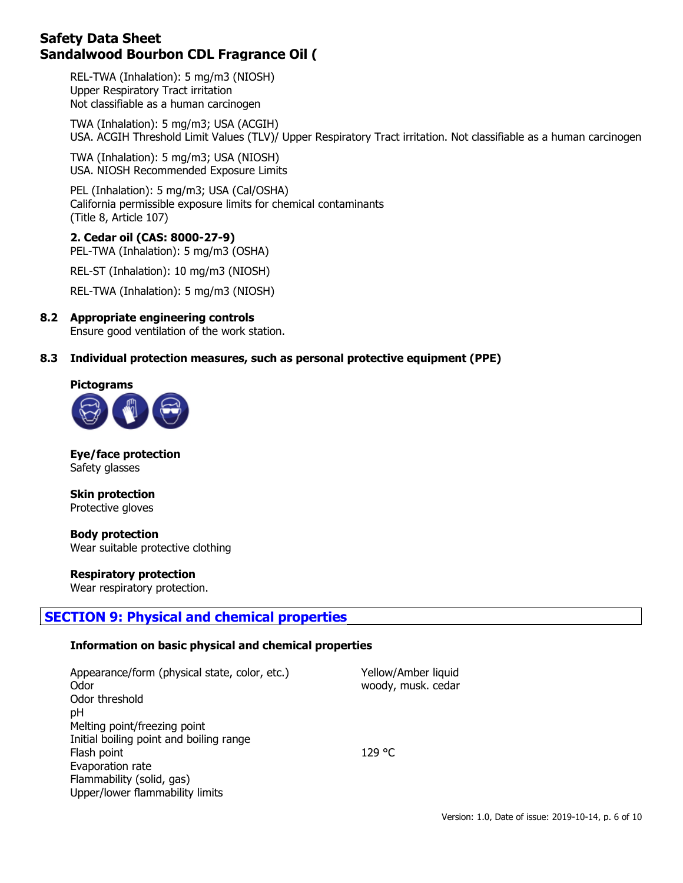REL-TWA (Inhalation): 5 mg/m3 (NIOSH)
Upper Respiratory Tract irritation
Not classifiable as a human carcinogen

TWA (Inhalation): 5 mg/m3; USA (ACGIH)
USA. ACGIH Threshold Limit Values (TLV)/ Upper Respiratory Tract irritation. Not classifiable as a human carcinogen

TWA (Inhalation): 5 mg/m3; USA (NIOSH)
USA. NIOSH Recommended Exposure Limits

PEL (Inhalation): 5 mg/m3; USA (Cal/OSHA)
California permissible exposure limits for chemical contaminants
(Title 8, Article 107)

**2. Cedar oil (CAS: 8000-27-9)**
PEL-TWA (Inhalation): 5 mg/m3 (OSHA)

REL-ST (Inhalation): 10 mg/m3 (NIOSH)

REL-TWA (Inhalation): 5 mg/m3 (NIOSH)

### 8.2 Appropriate engineering controls

Ensure good ventilation of the work station.

### 8.3 Individual protection measures, such as personal protective equipment (PPE)

**Pictograms**

**Eye/face protection**
Safety glasses

**Skin protection**
Protective gloves

**Body protection**
Wear suitable protective clothing

**Respiratory protection**
Wear respiratory protection.

## SECTION 9: Physical and chemical properties

**Information on basic physical and chemical properties**

| | |
|---|---|
| Appearance/form (physical state, color, etc.) | Yellow/Amber liquid |
| Odor | woody, musk. cedar |
| Odor threshold | |
| pH | |
| Melting point/freezing point | |
| Initial boiling point and boiling range | |
| Flash point | 129 °C |
| Evaporation rate | |
| Flammability (solid, gas) | |
| Upper/lower flammability limits | |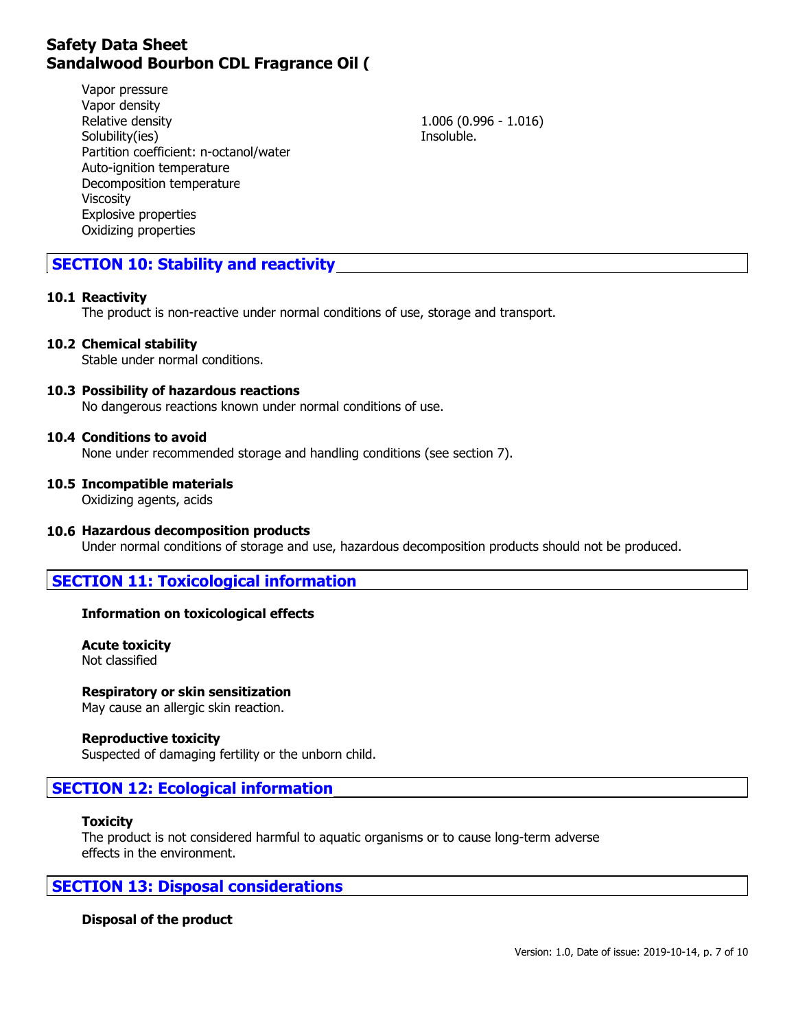| | |
|---|---|
| Vapor pressure | |
| Vapor density | |
| Relative density | 1.006 (0.996 - 1.016) |
| Solubility(ies) | Insoluble. |
| Partition coefficient: n-octanol/water | |
| Auto-ignition temperature | |
| Decomposition temperature | |
| Viscosity | |
| Explosive properties | |
| Oxidizing properties | |

## SECTION 10: Stability and reactivity

### 10.1 Reactivity

The product is non-reactive under normal conditions of use, storage and transport.

### 10.2 Chemical stability

Stable under normal conditions.

### 10.3 Possibility of hazardous reactions

No dangerous reactions known under normal conditions of use.

### 10.4 Conditions to avoid

None under recommended storage and handling conditions (see section 7).

### 10.5 Incompatible materials

Oxidizing agents, acids

### 10.6 Hazardous decomposition products

Under normal conditions of storage and use, hazardous decomposition products should not be produced.

## SECTION 11: Toxicological information

**Information on toxicological effects**

**Acute toxicity**
Not classified

**Respiratory or skin sensitization**
May cause an allergic skin reaction.

**Reproductive toxicity**
Suspected of damaging fertility or the unborn child.

## SECTION 12: Ecological information

**Toxicity**
The product is not considered harmful to aquatic organisms or to cause long-term adverse effects in the environment.

## SECTION 13: Disposal considerations

**Disposal of the product**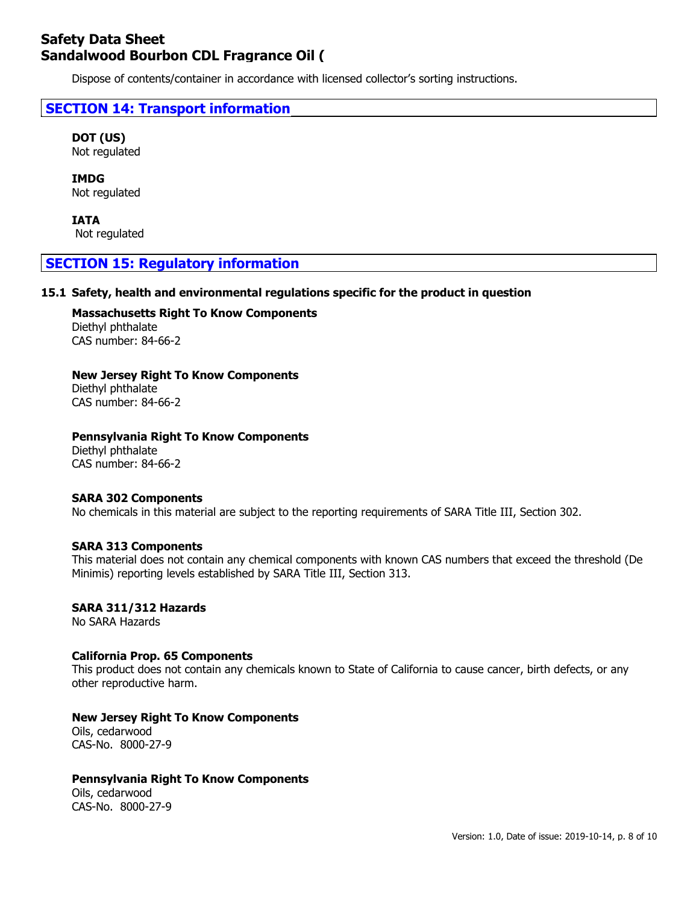Dispose of contents/container in accordance with licensed collector's sorting instructions.

## SECTION 14: Transport information

**DOT (US)**
Not regulated

**IMDG**
Not regulated

**IATA**
Not regulated

## SECTION 15: Regulatory information

### 15.1 Safety, health and environmental regulations specific for the product in question

**Massachusetts Right To Know Components**
Diethyl phthalate
CAS number: 84-66-2

**New Jersey Right To Know Components**
Diethyl phthalate
CAS number: 84-66-2

**Pennsylvania Right To Know Components**
Diethyl phthalate
CAS number: 84-66-2

**SARA 302 Components**
No chemicals in this material are subject to the reporting requirements of SARA Title III, Section 302.

**SARA 313 Components**
This material does not contain any chemical components with known CAS numbers that exceed the threshold (De Minimis) reporting levels established by SARA Title III, Section 313.

**SARA 311/312 Hazards**
No SARA Hazards

**California Prop. 65 Components**
This product does not contain any chemicals known to State of California to cause cancer, birth defects, or any other reproductive harm.

**New Jersey Right To Know Components**
Oils, cedarwood
CAS-No. 8000-27-9

**Pennsylvania Right To Know Components**
Oils, cedarwood
CAS-No. 8000-27-9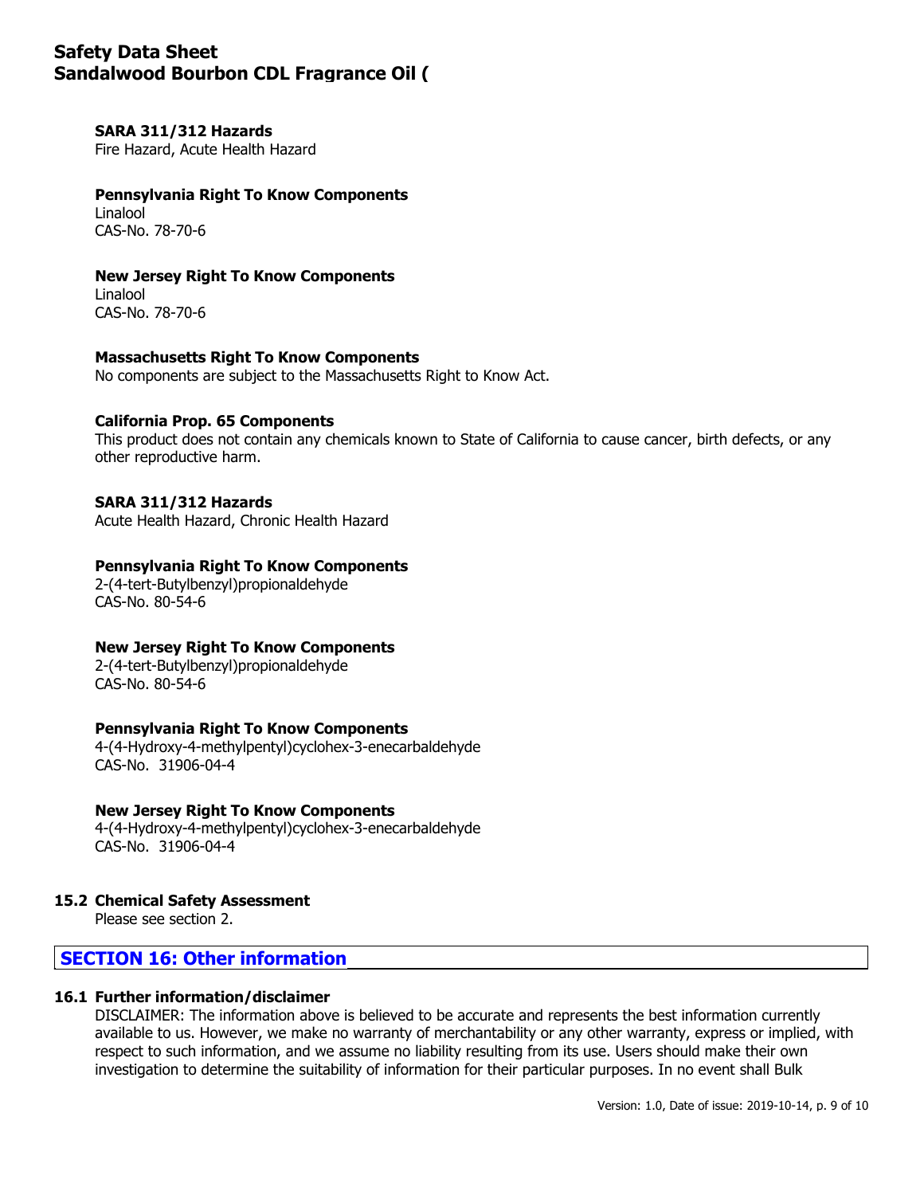**SARA 311/312 Hazards**
Fire Hazard, Acute Health Hazard

**Pennsylvania Right To Know Components**
Linalool
CAS-No. 78-70-6

**New Jersey Right To Know Components**
Linalool
CAS-No. 78-70-6

**Massachusetts Right To Know Components**
No components are subject to the Massachusetts Right to Know Act.

**California Prop. 65 Components**
This product does not contain any chemicals known to State of California to cause cancer, birth defects, or any other reproductive harm.

**SARA 311/312 Hazards**
Acute Health Hazard, Chronic Health Hazard

**Pennsylvania Right To Know Components**
2-(4-tert-Butylbenzyl)propionaldehyde
CAS-No. 80-54-6

**New Jersey Right To Know Components**
2-(4-tert-Butylbenzyl)propionaldehyde
CAS-No. 80-54-6

**Pennsylvania Right To Know Components**
4-(4-Hydroxy-4-methylpentyl)cyclohex-3-enecarbaldehyde
CAS-No. 31906-04-4

**New Jersey Right To Know Components**
4-(4-Hydroxy-4-methylpentyl)cyclohex-3-enecarbaldehyde
CAS-No. 31906-04-4

### 15.2 Chemical Safety Assessment

Please see section 2.

## SECTION 16: Other information

### 16.1 Further information/disclaimer

DISCLAIMER: The information above is believed to be accurate and represents the best information currently available to us. However, we make no warranty of merchantability or any other warranty, express or implied, with respect to such information, and we assume no liability resulting from its use. Users should make their own investigation to determine the suitability of information for their particular purposes. In no event shall Bulk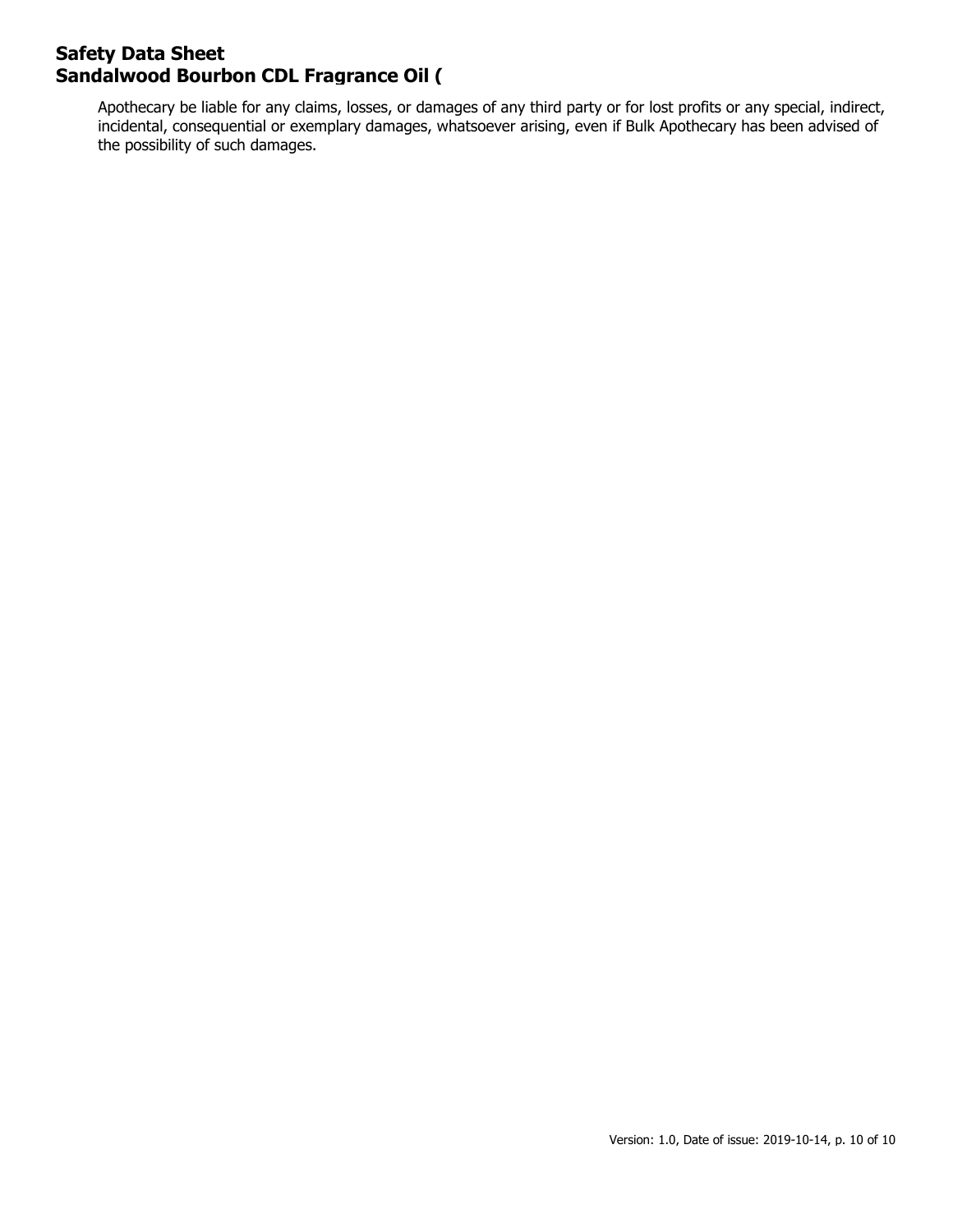Apothecary be liable for any claims, losses, or damages of any third party or for lost profits or any special, indirect, incidental, consequential or exemplary damages, whatsoever arising, even if Bulk Apothecary has been advised of the possibility of such damages.